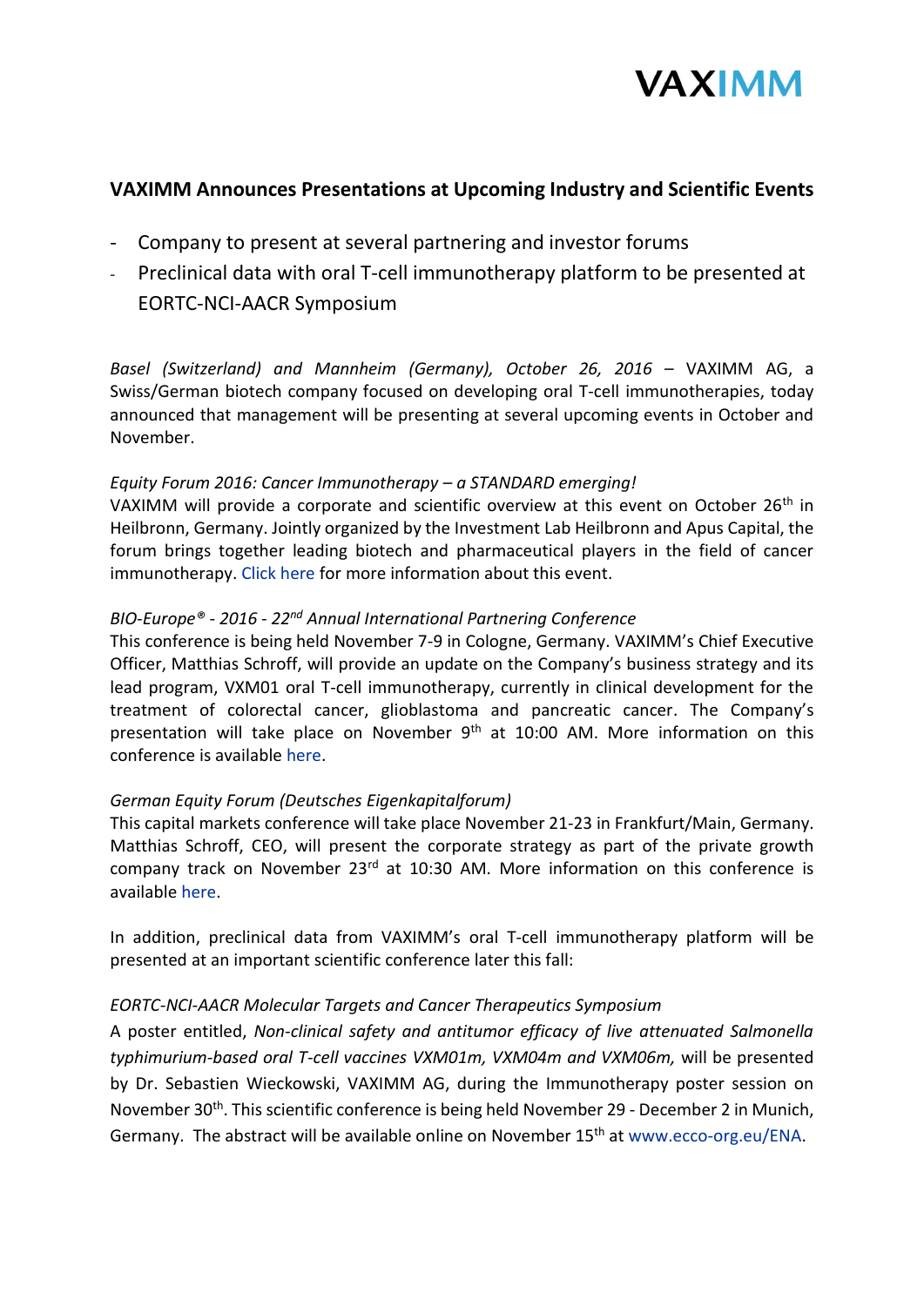VAXIMM

## VAXIMM Announces Presentations at Upcoming Industry and Scientific Events

- Company to present at several partnering and investor forums
- Preclinical data with oral T-cell immunotherapy platform to be presented at EORTC-NCI-AACR Symposium

*Basel (Switzerland) and Mannheim (Germany), October 26, 2016* – VAXIMM AG, a Swiss/German biotech company focused on developing oral T-cell immunotherapies, today announced that management will be presenting at several upcoming events in October and November.

*Equity Forum 2016: Cancer Immunotherapy – a STANDARD emerging!*
VAXIMM will provide a corporate and scientific overview at this event on October 26th in Heilbronn, Germany. Jointly organized by the Investment Lab Heilbronn and Apus Capital, the forum brings together leading biotech and pharmaceutical players in the field of cancer immunotherapy. Click here for more information about this event.

*BIO-Europe® - 2016 - 22nd Annual International Partnering Conference*
This conference is being held November 7-9 in Cologne, Germany. VAXIMM's Chief Executive Officer, Matthias Schroff, will provide an update on the Company's business strategy and its lead program, VXM01 oral T-cell immunotherapy, currently in clinical development for the treatment of colorectal cancer, glioblastoma and pancreatic cancer. The Company's presentation will take place on November 9th at 10:00 AM. More information on this conference is available here.

*German Equity Forum (Deutsches Eigenkapitalforum)*
This capital markets conference will take place November 21-23 in Frankfurt/Main, Germany. Matthias Schroff, CEO, will present the corporate strategy as part of the private growth company track on November 23rd at 10:30 AM. More information on this conference is available here.

In addition, preclinical data from VAXIMM's oral T-cell immunotherapy platform will be presented at an important scientific conference later this fall:

*EORTC-NCI-AACR Molecular Targets and Cancer Therapeutics Symposium*
A poster entitled, *Non-clinical safety and antitumor efficacy of live attenuated Salmonella typhimurium-based oral T-cell vaccines VXM01m, VXM04m and VXM06m,* will be presented by Dr. Sebastien Wieckowski, VAXIMM AG, during the Immunotherapy poster session on November 30th. This scientific conference is being held November 29 - December 2 in Munich, Germany. The abstract will be available online on November 15th at www.ecco-org.eu/ENA.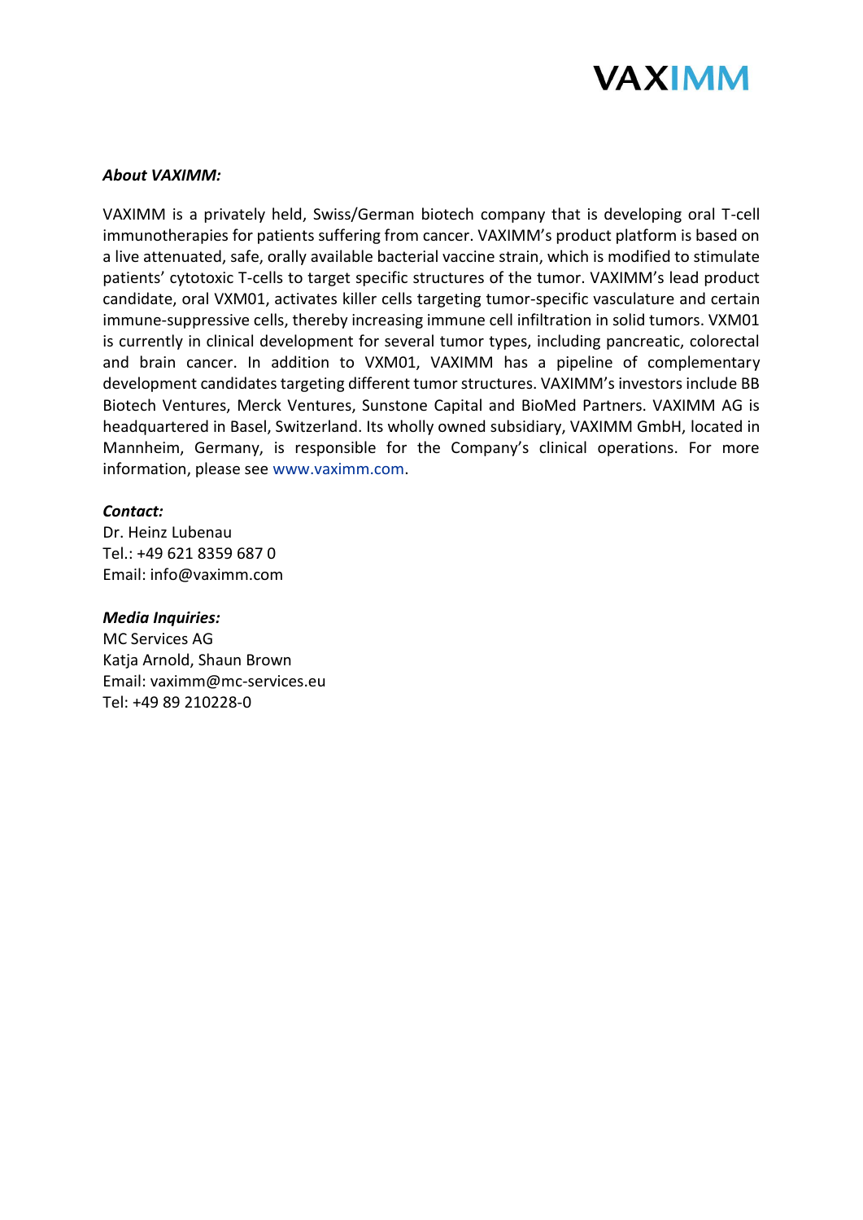***About VAXIMM:***

VAXIMM is a privately held, Swiss/German biotech company that is developing oral T-cell immunotherapies for patients suffering from cancer. VAXIMM's product platform is based on a live attenuated, safe, orally available bacterial vaccine strain, which is modified to stimulate patients' cytotoxic T-cells to target specific structures of the tumor. VAXIMM's lead product candidate, oral VXM01, activates killer cells targeting tumor-specific vasculature and certain immune-suppressive cells, thereby increasing immune cell infiltration in solid tumors. VXM01 is currently in clinical development for several tumor types, including pancreatic, colorectal and brain cancer. In addition to VXM01, VAXIMM has a pipeline of complementary development candidates targeting different tumor structures. VAXIMM's investors include BB Biotech Ventures, Merck Ventures, Sunstone Capital and BioMed Partners. VAXIMM AG is headquartered in Basel, Switzerland. Its wholly owned subsidiary, VAXIMM GmbH, located in Mannheim, Germany, is responsible for the Company's clinical operations. For more information, please see www.vaximm.com.

***Contact:***
Dr. Heinz Lubenau
Tel.: +49 621 8359 687 0
Email: info@vaximm.com

***Media Inquiries:***
MC Services AG
Katja Arnold, Shaun Brown
Email: vaximm@mc-services.eu
Tel: +49 89 210228-0